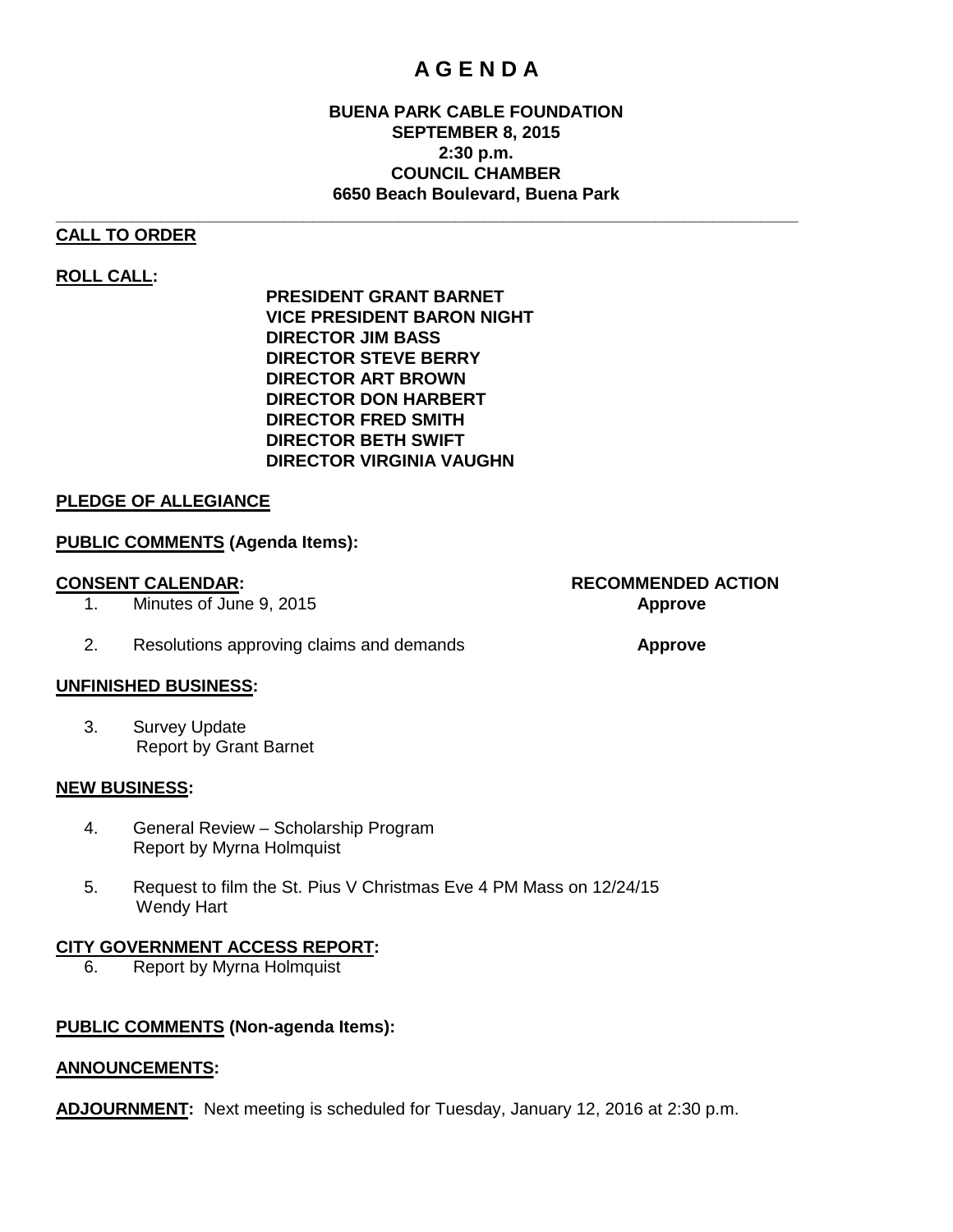# A G E N D A

**BUENA PARK CABLE FOUNDATION**
**SEPTEMBER 8, 2015**
**2:30 p.m.**
**COUNCIL CHAMBER**
**6650 Beach Boulevard, Buena Park**

---

**CALL TO ORDER**

**ROLL CALL:**

**PRESIDENT GRANT BARNET**
**VICE PRESIDENT BARON NIGHT**
**DIRECTOR JIM BASS**
**DIRECTOR STEVE BERRY**
**DIRECTOR ART BROWN**
**DIRECTOR DON HARBERT**
**DIRECTOR FRED SMITH**
**DIRECTOR BETH SWIFT**
**DIRECTOR VIRGINIA VAUGHN**

**PLEDGE OF ALLEGIANCE**

**PUBLIC COMMENTS (Agenda Items):**

| **CONSENT CALENDAR:** | **RECOMMENDED ACTION** |
| --- | --- |
| 1. Minutes of June 9, 2015 | **Approve** |
| 2. Resolutions approving claims and demands | **Approve** |

**UNFINISHED BUSINESS:**

3. Survey Update
   Report by Grant Barnet

**NEW BUSINESS:**

4. General Review – Scholarship Program
   Report by Myrna Holmquist

5. Request to film the St. Pius V Christmas Eve 4 PM Mass on 12/24/15
   Wendy Hart

**CITY GOVERNMENT ACCESS REPORT:**

6. Report by Myrna Holmquist

**PUBLIC COMMENTS (Non-agenda Items):**

**ANNOUNCEMENTS:**

**ADJOURNMENT:** Next meeting is scheduled for Tuesday, January 12, 2016 at 2:30 p.m.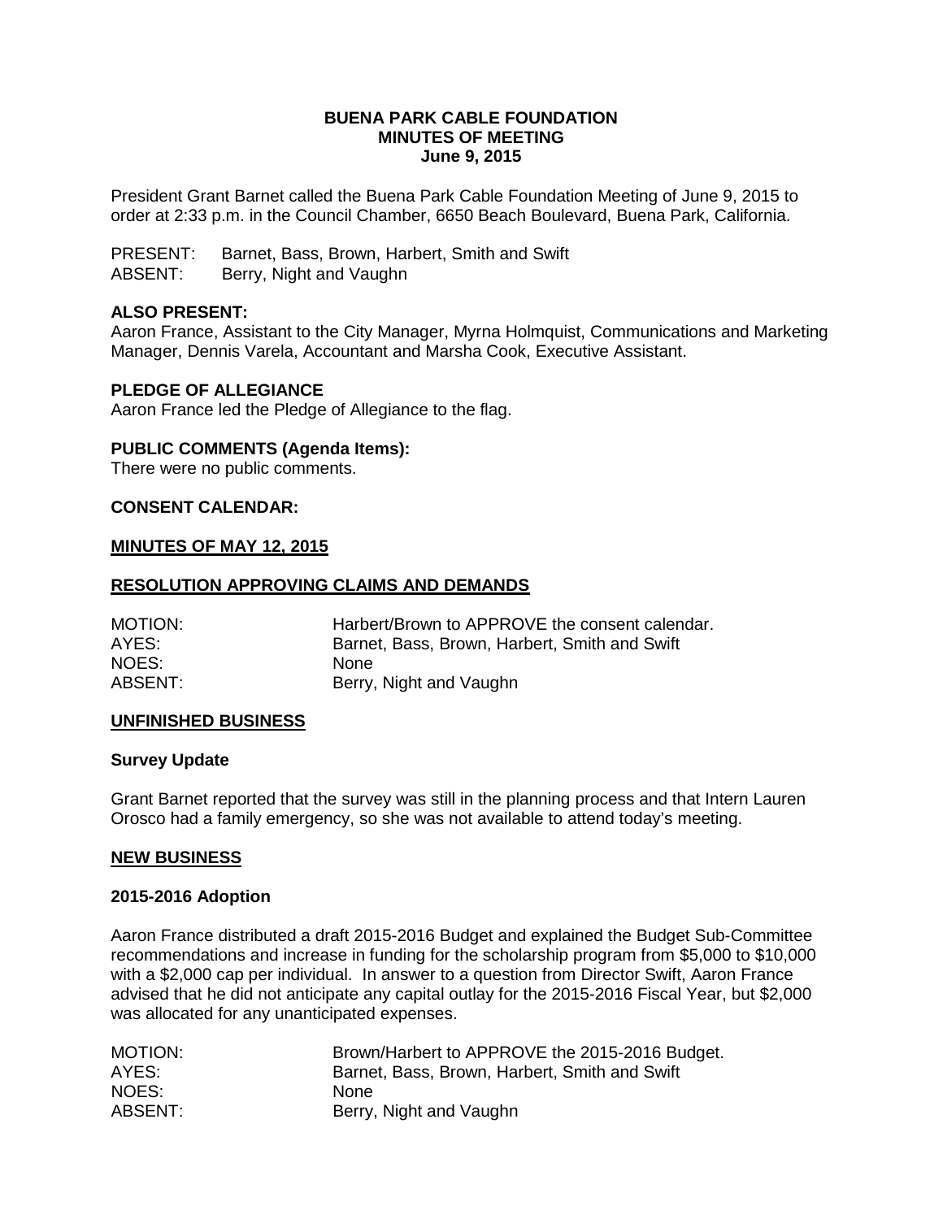**BUENA PARK CABLE FOUNDATION**
**MINUTES OF MEETING**
**June 9, 2015**

President Grant Barnet called the Buena Park Cable Foundation Meeting of June 9, 2015 to order at 2:33 p.m. in the Council Chamber, 6650 Beach Boulevard, Buena Park, California.

PRESENT: Barnet, Bass, Brown, Harbert, Smith and Swift
ABSENT: Berry, Night and Vaughn

**ALSO PRESENT:**
Aaron France, Assistant to the City Manager, Myrna Holmquist, Communications and Marketing Manager, Dennis Varela, Accountant and Marsha Cook, Executive Assistant.

**PLEDGE OF ALLEGIANCE**
Aaron France led the Pledge of Allegiance to the flag.

**PUBLIC COMMENTS (Agenda Items):**
There were no public comments.

**CONSENT CALENDAR:**

**MINUTES OF MAY 12, 2015**

**RESOLUTION APPROVING CLAIMS AND DEMANDS**

MOTION: Harbert/Brown to APPROVE the consent calendar.
AYES: Barnet, Bass, Brown, Harbert, Smith and Swift
NOES: None
ABSENT: Berry, Night and Vaughn

**UNFINISHED BUSINESS**

**Survey Update**

Grant Barnet reported that the survey was still in the planning process and that Intern Lauren Orosco had a family emergency, so she was not available to attend today's meeting.

**NEW BUSINESS**

**2015-2016 Adoption**

Aaron France distributed a draft 2015-2016 Budget and explained the Budget Sub-Committee recommendations and increase in funding for the scholarship program from $5,000 to $10,000 with a $2,000 cap per individual. In answer to a question from Director Swift, Aaron France advised that he did not anticipate any capital outlay for the 2015-2016 Fiscal Year, but $2,000 was allocated for any unanticipated expenses.

MOTION: Brown/Harbert to APPROVE the 2015-2016 Budget.
AYES: Barnet, Bass, Brown, Harbert, Smith and Swift
NOES: None
ABSENT: Berry, Night and Vaughn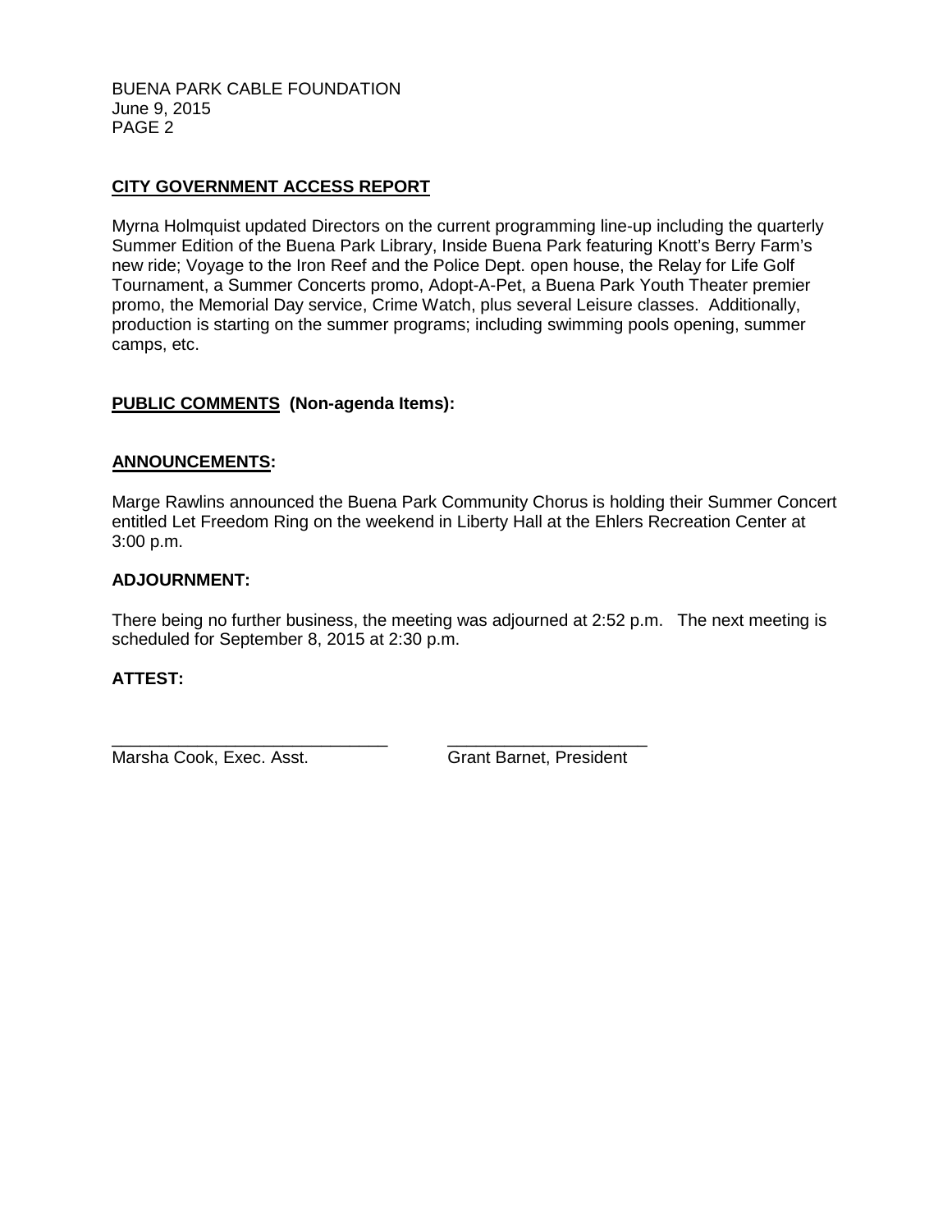## CITY GOVERNMENT ACCESS REPORT

Myrna Holmquist updated Directors on the current programming line-up including the quarterly Summer Edition of the Buena Park Library, Inside Buena Park featuring Knott's Berry Farm's new ride; Voyage to the Iron Reef and the Police Dept. open house, the Relay for Life Golf Tournament, a Summer Concerts promo, Adopt-A-Pet, a Buena Park Youth Theater premier promo, the Memorial Day service, Crime Watch, plus several Leisure classes. Additionally, production is starting on the summer programs; including swimming pools opening, summer camps, etc.

## PUBLIC COMMENTS (Non-agenda Items):

## ANNOUNCEMENTS:

Marge Rawlins announced the Buena Park Community Chorus is holding their Summer Concert entitled Let Freedom Ring on the weekend in Liberty Hall at the Ehlers Recreation Center at 3:00 p.m.

## ADJOURNMENT:

There being no further business, the meeting was adjourned at 2:52 p.m. The next meeting is scheduled for September 8, 2015 at 2:30 p.m.

## ATTEST:

| ______________________________ | ______________________ |
|---|---|
| Marsha Cook, Exec. Asst. | Grant Barnet, President |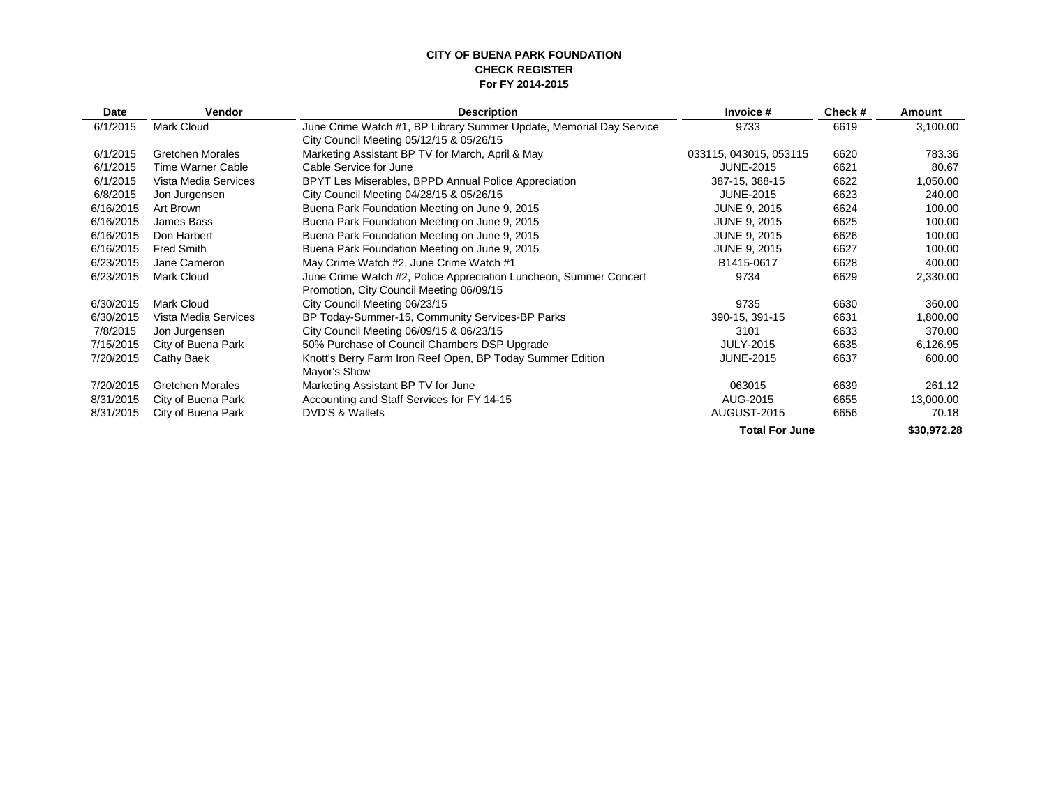**CITY OF BUENA PARK FOUNDATION**
**CHECK REGISTER**
**For FY 2014-2015**

| Date | Vendor | Description | Invoice # | Check # | Amount |
|---|---|---|---|---|---|
| 6/1/2015 | Mark Cloud | June Crime Watch #1, BP Library Summer Update, Memorial Day Service City Council Meeting 05/12/15 & 05/26/15 | 9733 | 6619 | 3,100.00 |
| 6/1/2015 | Gretchen Morales | Marketing Assistant BP TV for March, April & May | 033115, 043015, 053115 | 6620 | 783.36 |
| 6/1/2015 | Time Warner Cable | Cable Service for June | JUNE-2015 | 6621 | 80.67 |
| 6/1/2015 | Vista Media Services | BPYT Les Miserables, BPPD Annual Police Appreciation | 387-15, 388-15 | 6622 | 1,050.00 |
| 6/8/2015 | Jon Jurgensen | City Council Meeting 04/28/15 & 05/26/15 | JUNE-2015 | 6623 | 240.00 |
| 6/16/2015 | Art Brown | Buena Park Foundation Meeting on June 9, 2015 | JUNE 9, 2015 | 6624 | 100.00 |
| 6/16/2015 | James Bass | Buena Park Foundation Meeting on June 9, 2015 | JUNE 9, 2015 | 6625 | 100.00 |
| 6/16/2015 | Don Harbert | Buena Park Foundation Meeting on June 9, 2015 | JUNE 9, 2015 | 6626 | 100.00 |
| 6/16/2015 | Fred Smith | Buena Park Foundation Meeting on June 9, 2015 | JUNE 9, 2015 | 6627 | 100.00 |
| 6/23/2015 | Jane Cameron | May Crime Watch #2, June Crime Watch #1 | B1415-0617 | 6628 | 400.00 |
| 6/23/2015 | Mark Cloud | June Crime Watch #2, Police Appreciation Luncheon, Summer Concert Promotion, City Council Meeting 06/09/15 | 9734 | 6629 | 2,330.00 |
| 6/30/2015 | Mark Cloud | City Council Meeting 06/23/15 | 9735 | 6630 | 360.00 |
| 6/30/2015 | Vista Media Services | BP Today-Summer-15, Community Services-BP Parks | 390-15, 391-15 | 6631 | 1,800.00 |
| 7/8/2015 | Jon Jurgensen | City Council Meeting 06/09/15 & 06/23/15 | 3101 | 6633 | 370.00 |
| 7/15/2015 | City of Buena Park | 50% Purchase of Council Chambers DSP Upgrade | JULY-2015 | 6635 | 6,126.95 |
| 7/20/2015 | Cathy Baek | Knott's Berry Farm Iron Reef Open, BP Today Summer Edition Mayor's Show | JUNE-2015 | 6637 | 600.00 |
| 7/20/2015 | Gretchen Morales | Marketing Assistant BP TV for June | 063015 | 6639 | 261.12 |
| 8/31/2015 | City of Buena Park | Accounting and Staff Services for FY 14-15 | AUG-2015 | 6655 | 13,000.00 |
| 8/31/2015 | City of Buena Park | DVD'S & Wallets | AUGUST-2015 | 6656 | 70.18 |
| | | | **Total For June** | | **$30,972.28** |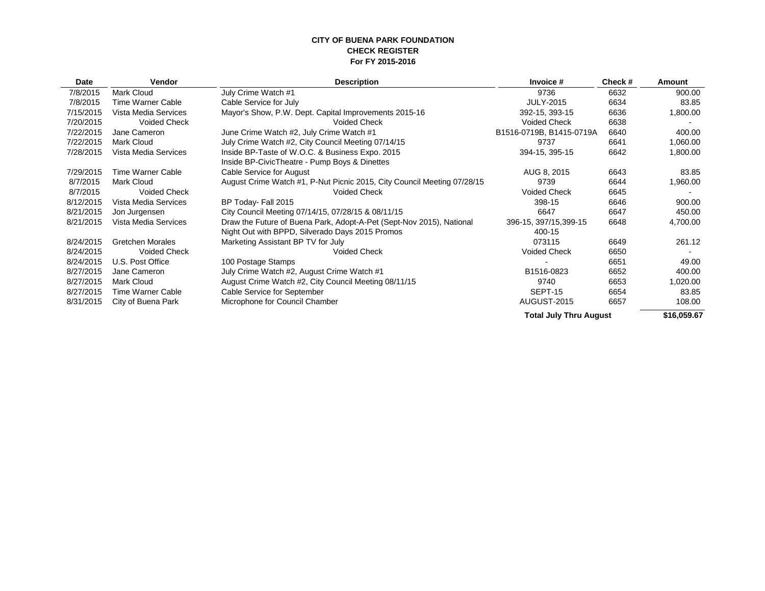**CITY OF BUENA PARK FOUNDATION**
**CHECK REGISTER**
**For FY 2015-2016**

| Date | Vendor | Description | Invoice # | Check # | Amount |
|---|---|---|---|---|---|
| 7/8/2015 | Mark Cloud | July Crime Watch #1 | 9736 | 6632 | 900.00 |
| 7/8/2015 | Time Warner Cable | Cable Service for July | JULY-2015 | 6634 | 83.85 |
| 7/15/2015 | Vista Media Services | Mayor's Show, P.W. Dept. Capital Improvements 2015-16 | 392-15, 393-15 | 6636 | 1,800.00 |
| 7/20/2015 | Voided Check | Voided Check | Voided Check | 6638 | - |
| 7/22/2015 | Jane Cameron | June Crime Watch #2, July Crime Watch #1 | B1516-0719B, B1415-0719A | 6640 | 400.00 |
| 7/22/2015 | Mark Cloud | July Crime Watch #2, City Council Meeting 07/14/15 | 9737 | 6641 | 1,060.00 |
| 7/28/2015 | Vista Media Services | Inside BP-Taste of W.O.C. & Business Expo. 2015 Inside BP-CivicTheatre - Pump Boys & Dinettes | 394-15, 395-15 | 6642 | 1,800.00 |
| 7/29/2015 | Time Warner Cable | Cable Service for August | AUG 8, 2015 | 6643 | 83.85 |
| 8/7/2015 | Mark Cloud | August Crime Watch #1, P-Nut Picnic 2015, City Council Meeting 07/28/15 | 9739 | 6644 | 1,960.00 |
| 8/7/2015 | Voided Check | Voided Check | Voided Check | 6645 | - |
| 8/12/2015 | Vista Media Services | BP Today- Fall 2015 | 398-15 | 6646 | 900.00 |
| 8/21/2015 | Jon Jurgensen | City Council Meeting 07/14/15, 07/28/15 & 08/11/15 | 6647 | 6647 | 450.00 |
| 8/21/2015 | Vista Media Services | Draw the Future of Buena Park, Adopt-A-Pet (Sept-Nov 2015), National Night Out with BPPD, Silverado Days 2015 Promos | 396-15, 397/15,399-15 400-15 | 6648 | 4,700.00 |
| 8/24/2015 | Gretchen Morales | Marketing Assistant BP TV for July | 073115 | 6649 | 261.12 |
| 8/24/2015 | Voided Check | Voided Check | Voided Check | 6650 | - |
| 8/24/2015 | U.S. Post Office | 100 Postage Stamps | - | 6651 | 49.00 |
| 8/27/2015 | Jane Cameron | July Crime Watch #2, August Crime Watch #1 | B1516-0823 | 6652 | 400.00 |
| 8/27/2015 | Mark Cloud | August Crime Watch #2, City Council Meeting 08/11/15 | 9740 | 6653 | 1,020.00 |
| 8/27/2015 | Time Warner Cable | Cable Service for September | SEPT-15 | 6654 | 83.85 |
| 8/31/2015 | City of Buena Park | Microphone for Council Chamber | AUGUST-2015 | 6657 | 108.00 |
| | | | **Total July Thru August** | | **$16,059.67** |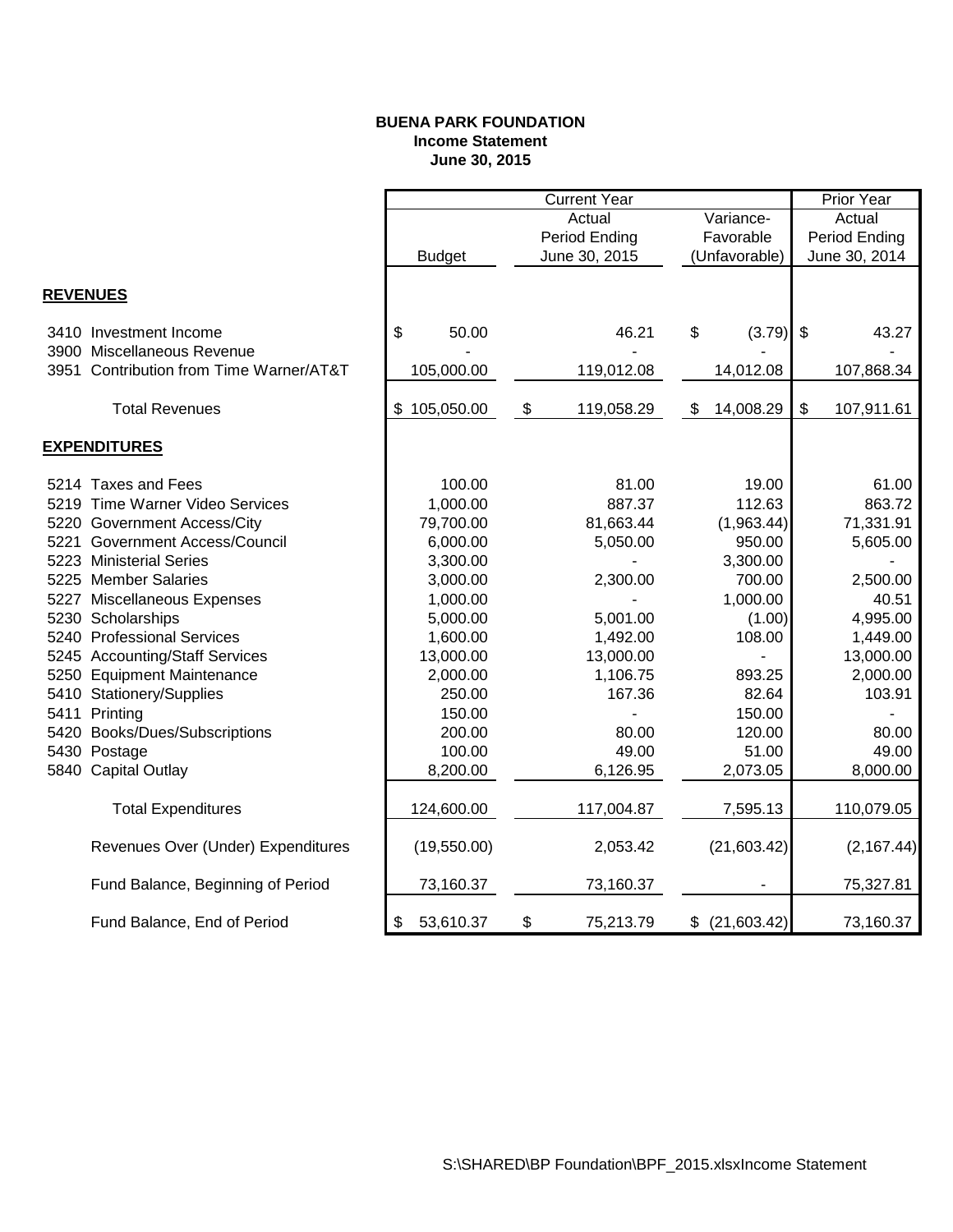**BUENA PARK FOUNDATION**
**Income Statement**
**June 30, 2015**

| | Current Year | | | Prior Year |
|---|---|---|---|---|
| | Budget | Actual Period Ending June 30, 2015 | Variance- Favorable (Unfavorable) | Actual Period Ending June 30, 2014 |
| **REVENUES** | | | | |
| 3410 Investment Income | $ 50.00 | 46.21 | $ (3.79) | $ 43.27 |
| 3900 Miscellaneous Revenue | - | - | - | - |
| 3951 Contribution from Time Warner/AT&T | 105,000.00 | 119,012.08 | 14,012.08 | 107,868.34 |
| Total Revenues | $ 105,050.00 | $ 119,058.29 | $ 14,008.29 | $ 107,911.61 |
| **EXPENDITURES** | | | | |
| 5214 Taxes and Fees | 100.00 | 81.00 | 19.00 | 61.00 |
| 5219 Time Warner Video Services | 1,000.00 | 887.37 | 112.63 | 863.72 |
| 5220 Government Access/City | 79,700.00 | 81,663.44 | (1,963.44) | 71,331.91 |
| 5221 Government Access/Council | 6,000.00 | 5,050.00 | 950.00 | 5,605.00 |
| 5223 Ministerial Series | 3,300.00 | - | 3,300.00 | - |
| 5225 Member Salaries | 3,000.00 | 2,300.00 | 700.00 | 2,500.00 |
| 5227 Miscellaneous Expenses | 1,000.00 | - | 1,000.00 | 40.51 |
| 5230 Scholarships | 5,000.00 | 5,001.00 | (1.00) | 4,995.00 |
| 5240 Professional Services | 1,600.00 | 1,492.00 | 108.00 | 1,449.00 |
| 5245 Accounting/Staff Services | 13,000.00 | 13,000.00 | - | 13,000.00 |
| 5250 Equipment Maintenance | 2,000.00 | 1,106.75 | 893.25 | 2,000.00 |
| 5410 Stationery/Supplies | 250.00 | 167.36 | 82.64 | 103.91 |
| 5411 Printing | 150.00 | - | 150.00 | - |
| 5420 Books/Dues/Subscriptions | 200.00 | 80.00 | 120.00 | 80.00 |
| 5430 Postage | 100.00 | 49.00 | 51.00 | 49.00 |
| 5840 Capital Outlay | 8,200.00 | 6,126.95 | 2,073.05 | 8,000.00 |
| Total Expenditures | 124,600.00 | 117,004.87 | 7,595.13 | 110,079.05 |
| Revenues Over (Under) Expenditures | (19,550.00) | 2,053.42 | (21,603.42) | (2,167.44) |
| Fund Balance, Beginning of Period | 73,160.37 | 73,160.37 | - | 75,327.81 |
| Fund Balance, End of Period | $ 53,610.37 | $ 75,213.79 | $ (21,603.42) | 73,160.37 |

S:\SHARED\BP Foundation\BPF_2015.xlsxIncome Statement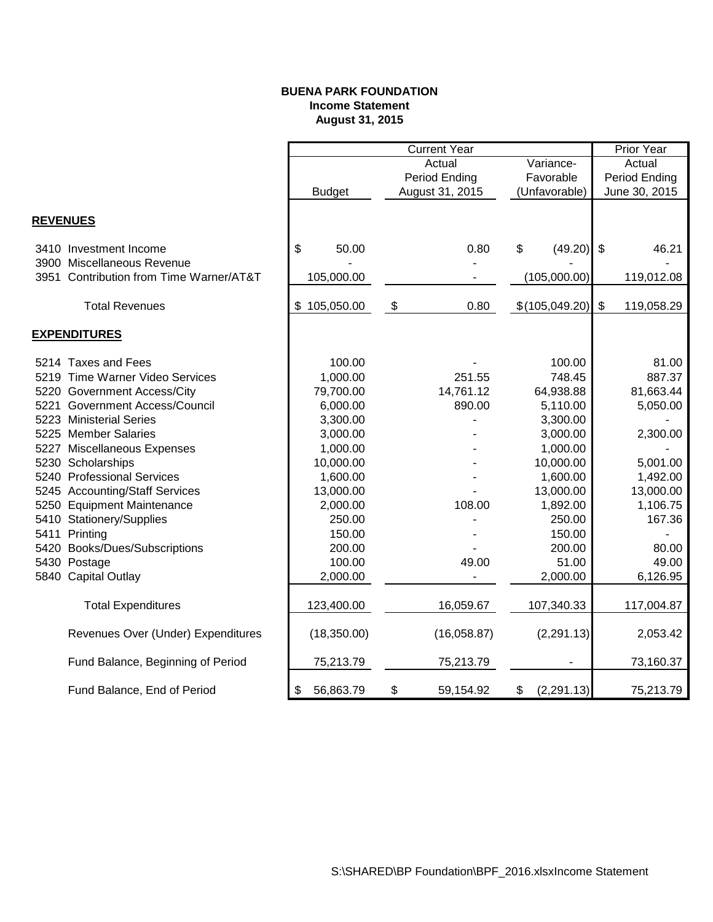**BUENA PARK FOUNDATION**
**Income Statement**
**August 31, 2015**

| | Current Year | | | Prior Year |
|---|---|---|---|---|
| | Budget | Actual Period Ending August 31, 2015 | Variance- Favorable (Unfavorable) | Actual Period Ending June 30, 2015 |
| **REVENUES** | | | | |
| 3410 Investment Income | $ 50.00 | 0.80 | $ (49.20) | $ 46.21 |
| 3900 Miscellaneous Revenue | - | - | - | - |
| 3951 Contribution from Time Warner/AT&T | 105,000.00 | - | (105,000.00) | 119,012.08 |
| Total Revenues | $ 105,050.00 | $ 0.80 | $ (105,049.20) | $ 119,058.29 |
| **EXPENDITURES** | | | | |
| 5214 Taxes and Fees | 100.00 | - | 100.00 | 81.00 |
| 5219 Time Warner Video Services | 1,000.00 | 251.55 | 748.45 | 887.37 |
| 5220 Government Access/City | 79,700.00 | 14,761.12 | 64,938.88 | 81,663.44 |
| 5221 Government Access/Council | 6,000.00 | 890.00 | 5,110.00 | 5,050.00 |
| 5223 Ministerial Series | 3,300.00 | - | 3,300.00 | - |
| 5225 Member Salaries | 3,000.00 | - | 3,000.00 | 2,300.00 |
| 5227 Miscellaneous Expenses | 1,000.00 | - | 1,000.00 | - |
| 5230 Scholarships | 10,000.00 | - | 10,000.00 | 5,001.00 |
| 5240 Professional Services | 1,600.00 | - | 1,600.00 | 1,492.00 |
| 5245 Accounting/Staff Services | 13,000.00 | - | 13,000.00 | 13,000.00 |
| 5250 Equipment Maintenance | 2,000.00 | 108.00 | 1,892.00 | 1,106.75 |
| 5410 Stationery/Supplies | 250.00 | - | 250.00 | 167.36 |
| 5411 Printing | 150.00 | - | 150.00 | - |
| 5420 Books/Dues/Subscriptions | 200.00 | - | 200.00 | 80.00 |
| 5430 Postage | 100.00 | 49.00 | 51.00 | 49.00 |
| 5840 Capital Outlay | 2,000.00 | - | 2,000.00 | 6,126.95 |
| Total Expenditures | 123,400.00 | 16,059.67 | 107,340.33 | 117,004.87 |
| Revenues Over (Under) Expenditures | (18,350.00) | (16,058.87) | (2,291.13) | 2,053.42 |
| Fund Balance, Beginning of Period | 75,213.79 | 75,213.79 | - | 73,160.37 |
| Fund Balance, End of Period | $ 56,863.79 | $ 59,154.92 | $ (2,291.13) | 75,213.79 |

S:\SHARED\BP Foundation\BPF_2016.xlsxIncome Statement